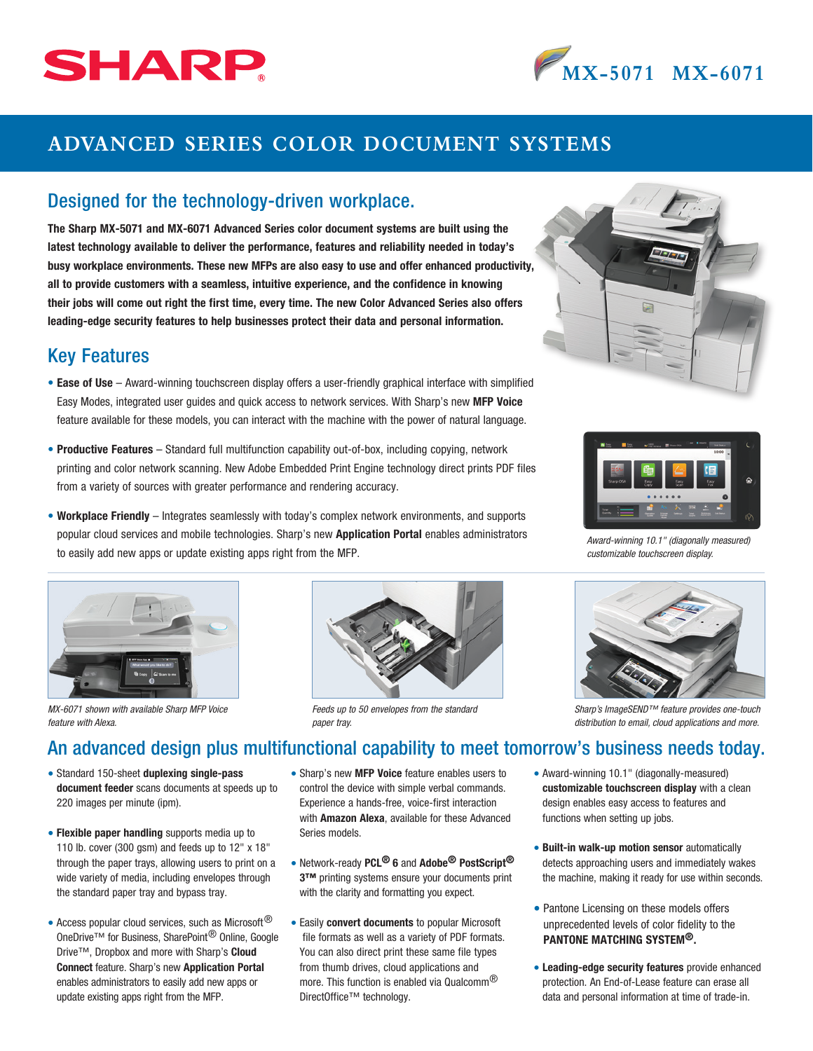# SHARP

## MX-5071 MX-6071

# ADVANCED SERIES COLOR DOCUMENT SYSTEMS

## Designed for the technology-driven workplace.

**The Sharp MX-5071 and MX-6071 Advanced Series color document systems are built using the latest technology available to deliver the performance, features and reliability needed in today's busy workplace environments. These new MFPs are also easy to use and offer enhanced productivity, all to provide customers with a seamless, intuitive experience, and the confidence in knowing their jobs will come out right the first time, every time. The new Color Advanced Series also offers leading-edge security features to help businesses protect their data and personal information.**

## Key Features

- **Ease of Use** – Award-winning touchscreen display offers a user-friendly graphical interface with simplified Easy Modes, integrated user guides and quick access to network services. With Sharp's new **MFP Voice** feature available for these models, you can interact with the machine with the power of natural language.
- **Productive Features** – Standard full multifunction capability out-of-box, including copying, network printing and color network scanning. New Adobe Embedded Print Engine technology direct prints PDF files from a variety of sources with greater performance and rendering accuracy.
- **Workplace Friendly** – Integrates seamlessly with today's complex network environments, and supports popular cloud services and mobile technologies. Sharp's new **Application Portal** enables administrators to easily add new apps or update existing apps right from the MFP.

*Award-winning 10.1" (diagonally measured) customizable touchscreen display.*

*MX-6071 shown with available Sharp MFP Voice feature with Alexa.*

*Feeds up to 50 envelopes from the standard paper tray.*

*Sharp's ImageSEND™ feature provides one-touch distribution to email, cloud applications and more.*

## An advanced design plus multifunctional capability to meet tomorrow's business needs today.

- Standard 150-sheet **duplexing single-pass document feeder** scans documents at speeds up to 220 images per minute (ipm).
- **Flexible paper handling** supports media up to 110 lb. cover (300 gsm) and feeds up to 12" x 18" through the paper trays, allowing users to print on a wide variety of media, including envelopes through the standard paper tray and bypass tray.
- Access popular cloud services, such as Microsoft® OneDrive™ for Business, SharePoint® Online, Google Drive™, Dropbox and more with Sharp's **Cloud Connect** feature. Sharp's new **Application Portal** enables administrators to easily add new apps or update existing apps right from the MFP.
- Sharp's new **MFP Voice** feature enables users to control the device with simple verbal commands. Experience a hands-free, voice-first interaction with **Amazon Alexa**, available for these Advanced Series models.
- Network-ready **PCL® 6** and **Adobe® PostScript® 3™** printing systems ensure your documents print with the clarity and formatting you expect.
- Easily **convert documents** to popular Microsoft file formats as well as a variety of PDF formats. You can also direct print these same file types from thumb drives, cloud applications and more. This function is enabled via Qualcomm® DirectOffice™ technology.
- Award-winning 10.1" (diagonally-measured) **customizable touchscreen display** with a clean design enables easy access to features and functions when setting up jobs.
- **Built-in walk-up motion sensor** automatically detects approaching users and immediately wakes the machine, making it ready for use within seconds.
- Pantone Licensing on these models offers unprecedented levels of color fidelity to the **PANTONE MATCHING SYSTEM®.**
- **Leading-edge security features** provide enhanced protection. An End-of-Lease feature can erase all data and personal information at time of trade-in.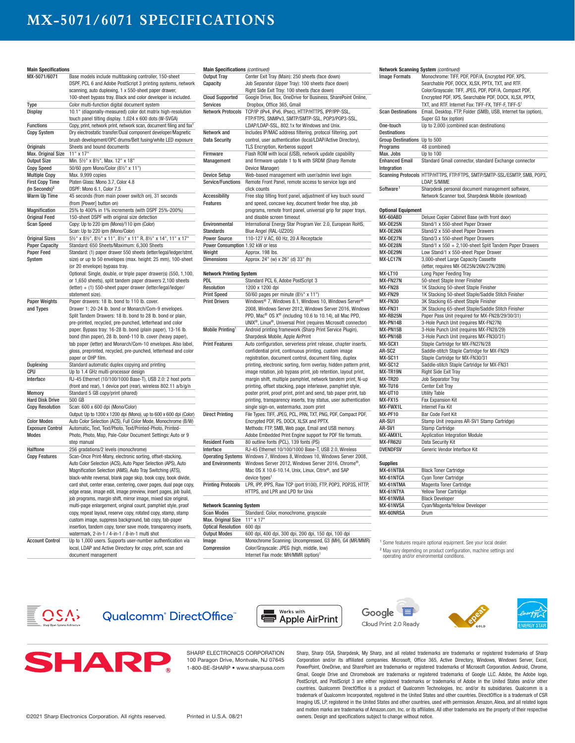# MX-5071/6071 SPECIFICATIONS

## Main Specifications

| | |
|---|---|
| MX-5071/6071 | Base models include multitasking controller, 150-sheet DSPF, PCL 6 and Adobe PostScript 3 printing systems, network scanning, auto duplexing, 1 x 550-sheet paper drawer, 100-sheet bypass tray. Black and color developer is included. |
| Type | Color multi-function digital document system |
| Display | 10.1" (diagonally-measured) color dot matrix high-resolution touch panel tilting display. 1,024 x 600 dots (W-SVGA) |
| Functions | Copy, print, network print, network scan, document filing and fax[1] |
| Copy System | Dry electrostatic transfer/Dual component developer/Magnetic brush development/OPC drums/Belt fusing/white LED exposure |
| Originals | Sheets and bound documents |
| Max. Original Size | 11" x 17" |
| Output Size | Min. 5½" x 8½", Max. 12" x 18" |
| Copy Speed | 50/60 ppm Mono/Color (8½" x 11") |
| Multiple Copy | Max. 9,999 copies |
| First Copy Time (In Seconds)[2] | Platen Glass: Mono 3.7, Color 4.8<br>DSPF: Mono 6.1, Color 7.5 |
| Warm Up Time | 45 seconds (from main power switch on), 31 seconds (from [Power] button on) |
| Magnification | 25% to 400% in 1% increments (with DSPF 25%-200%) |
| Original Feed | 150-sheet DSPF with original size detection |
| Scan Speed | Copy: Up to 220 ipm (Mono)/110 ipm (Color)<br>Scan: Up to 220 ipm (Mono/Color) |
| Original Sizes | 5½" x 8½", 8½" x 11", 8½" x 11" R, 8½" x 14", 11" x 17" |
| Paper Capacity | Standard: 650 Sheets/Maximum: 6,300 Sheets |
| Paper Feed System | Standard: (1) paper drawer 550 sheets (letter/legal/ledger/stmt. size) or up to 50 envelopes (max. height: 25 mm), 100-sheet (or 20 envelope) bypass tray.<br>Optional: Single, double, or triple paper drawer(s) (550, 1,100, or 1,650 sheets), split tandem paper drawers 2,100 sheets (letter) + (1) 550-sheet paper drawer (letter/legal/ledger/statement size). |
| Paper Weights and Types | Paper drawers: 18 lb. bond to 110 lb. cover.<br>Drawer 1: 20-24 lb. bond or Monarch/Com-9 envelopes.<br>Split Tandem Drawers: 18 lb. bond to 28 lb. bond or plain, pre-printed, recycled, pre-punched, letterhead and color paper. Bypass tray: 16-28 lb. bond (plain paper), 13-16 lb. bond (thin paper), 28 lb. bond-110 lb. cover (heavy paper), tab paper (letter) and Monarch/Com-10 envelopes. Also label, gloss, preprinted, recycled, pre-punched, letterhead and color paper or OHP film. |
| Duplexing | Standard automatic duplex copying and printing |
| CPU | Up to 1.4 GHz multi-processor design |
| Interface | RJ-45 Ethernet (10/100/1000 Base-T), USB 2.0: 2 host ports (front and rear), 1 device port (rear), wireless 802.11 a/b/g/n |
| Memory | Standard 5 GB copy/print (shared) |
| Hard Disk Drive | 500 GB |
| Copy Resolution | Scan: 600 x 600 dpi (Mono/Color)<br>Output: Up to 1200 x 1200 dpi (Mono), up to 600 x 600 dpi (Color) |
| Color Modes | Auto Color Selection (ACS), Full Color Mode, Monochrome (B/W) |
| Exposure Control Modes | Automatic, Text, Text/Photo, Text/Printed-Photo, Printed-Photo, Photo, Map, Pale-Color Document Settings: Auto or 9 step manual |
| Halftone | 256 gradations/2 levels (monochrome) |
| Copy Features | Scan-Once Print-Many, electronic sorting, offset-stacking, Auto Color Selection (ACS), Auto Paper Selection (APS), Auto Magnification Selection (AMS), Auto Tray Switching (ATS), black-white reversal, blank page skip, book copy, book divide, card shot, center erase, centering, cover pages, dual page copy, edge erase, image edit, insert pages, job build, job programs, margin shift, mirror image, mixed size original, multi-page enlargement, original count, pamphlet style, proof copy, repeat layout, reserve copy, rotated copy, stamp custom image, suppress background, tab copy, tab-paper insertion, tandem copy, toner save mode, transparency inserts, watermark, 2-in-1 / 4-in-1 / 8-in-1 multi shot |
| Account Control | Up to 1,000 users. Supports user-number authentication via local, LDAP and Active Directory for copy, print, scan and document management |

## Main Specifications *(continued)*

| | |
|---|---|
| Output Tray Capacity | Center Exit Tray (Main): 250 sheets (face down)<br>Job Separator (Upper Tray): 100 sheets (face down)<br>Right Side Exit Tray: 100 sheets (face down) |
| Cloud Supported Services | Google Drive, Box, OneDrive for Business, SharePoint Online, Dropbox, Office 365, Gmail |
| Network Protocols | TCP/IP (IPv4, IPv6, IPsec), HTTP/HTTPS, IPP/IPP-SSL, FTP/FTPS, SNMPv3, SMTP/SMTP-SSL, POP3/POP3-SSL, LDAP/LDAP-SSL, 802.1x for Windows and Unix. |
| Network and Data Security | Includes IP/MAC address filtering, protocol filtering, port control, user authentication (local/LDAP/Active Directory), TLS Encryption, Kerberos support |
| Firmware Management | Flash ROM with local (USB), network update capability and firmware update 1 to N with SRDM (Sharp Remote Device Manager) |
| Device Setup | Web-based management with user/admin level login |
| Service/Functions | Remote Front Panel, remote access to service logs and click counts |
| Accessibility Features | Free stop tilting front panel, adjustment of key touch sound and speed, concave key, document feeder free stop, job programs, remote front panel, universal grip for paper trays, and disable screen timeout |
| Environmental Standards | International Energy Star Program Ver. 2.0, European RoHS, Blue Angel (RAL-UZ205) |
| Power Source | 110-127 V AC, 60 Hz, 20 A Receptacle |
| Power Consumption | 1.92 kW or less |
| Weight | Approx. 198 lbs. |
| Dimensions | Approx. 24" (w) x 26" (d) 33" (h) |

## Network Printing System

| | |
|---|---|
| PDL | Standard PCL 6, Adobe PostScript 3 |
| Resolution | 1200 x 1200 dpi |
| Print Speed | 50/60 pages per minute (8½" x 11") |
| Print Drivers | Windows® 7, Windows 8.1, Windows 10, Windows Server® 2008, Windows Server 2012, Windows Server 2016, Windows PPD, Mac® OS X® (including 10.6 to 10.14), all Mac PPD, UNIX®, Linux®, Universal Print (requires Microsoft connector) |
| Mobile Printing[1] | Android printing framework (Sharp Print Service Plugin), Sharpdesk Mobile, Apple AirPrint |
| Print Features | Auto configuration, serverless print release, chapter inserts, confidential print, continuous printing, custom image registration, document control, document filing, duplex printing, electronic sorting, form overlay, hidden pattern print, image rotation, job bypass print, job retention, layout print, margin shift, multiple pamphlet, network tandem print, N-up printing, offset stacking, page interleave, pamphlet style, poster print, proof print, print and send, tab paper print, tab printing, transparency inserts, tray status, user authentication single sign-on, watermarks, zoom print |
| Direct Printing | File Types: TIFF, JPEG, PCL, PRN, TXT, PNG, PDF, Compact PDF, Encrypted PDF, PS, DOCX, XLSX and PPTX.<br>Methods: FTP, SMB, Web page, Email and USB memory.<br>Adobe Embedded Print Engine support for PDF file formats. |
| Resident Fonts | 80 outline fonts (PCL), 139 fonts (PS) |
| Interface | RJ-45 Ethernet 10/100/1000 Base-T, USB 2.0, Wireless |
| Operating Systems and Environments | Windows 7, Windows 8, Windows 10, Windows Server 2008, Windows Server 2012, Windows Server 2016, Chrome®, Mac OS X 10.6-10.14, Unix, Linux, Citrix®, and SAP device types[1] |
| Printing Protocols | LPR, IPP, IPPS, Raw TCP (port 9100), FTP, POP3, POP3S, HTTP, HTTPS, and LPR and LPD for Unix |

## Network Scanning System

| | |
|---|---|
| Scan Modes | Standard: Color, monochrome, grayscale |
| Max. Original Size | 11" x 17" |
| Optical Resolution | 600 dpi |
| Output Modes | 600 dpi, 400 dpi, 300 dpi, 200 dpi, 150 dpi, 100 dpi |
| Image Compression | Monochrome Scanning: Uncompressed, G3 (MH), G4 (MR/MMR)<br>Color/Grayscale: JPEG (high, middle, low)<br>Internet Fax mode: MH/MMR (option)[1] |

## Network Scanning System *(continued)*

| | |
|---|---|
| Image Formats | Monochrome: TIFF, PDF, PDF/A, Encrypted PDF, XPS, Searchable PDF, DOCX, XLSX, PPTX, TXT, and RTF.<br>Color/Grayscale: TIFF, JPEG, PDF, PDF/A, Compact PDF, Encrypted PDF, XPS, Searchable PDF, DOCX, XLSX, PPTX, TXT, and RTF. Internet Fax: TIFF-FX, TIFF-F, TIFF-S[1] |
| Scan Destinations | Email, Desktop, FTP, Folder (SMB), USB, Internet fax (option), Super G3 fax (option) |
| One-touch Destinations | Up to 2,000 (combined scan destinations) |
| Group Destinations | Up to 500 |
| Programs | 48 (combined) |
| Max. Jobs | Up to 100 |
| Enhanced Email Integration | Standard Gmail connector, standard Exchange connector |
| Scanning Protocols | HTTP/HTTPS, FTP/FTPS, SMTP/SMTP-SSL/ESMTP, SMB, POP3, LDAP, S/MIME |
| Software[1] | Sharpdesk personal document management software, Network Scanner tool, Sharpdesk Mobile (download) |

## Optional Equipment

| | |
|---|---|
| MX-60ABD | Deluxe Copier Cabinet Base (with front door) |
| MX-DE25N | Stand/1 x 550-sheet Paper Drawer |
| MX-DE26N | Stand/2 x 550-sheet Paper Drawers |
| MX-DE27N | Stand/3 x 550-sheet Paper Drawers |
| MX-DE28N | Stand/1 x 550 + 2,100-sheet Split Tandem Paper Drawers |
| MX-DE29N | Low Stand/1 x 550-sheet Paper Drawer |
| MX-LC17N | 3,000-sheet Large Capacity Cassette (letter, requires MX-DE25N/26N/27N/28N) |
| MX-LT10 | Long Paper Feeding Tray |
| MX-FN27N | 50-sheet Staple Inner Finisher |
| MX-FN28 | 1K Stacking 50-sheet Staple Finisher |
| MX-FN29 | 1K Stacking 50-sheet Staple/Saddle Stitch Finisher |
| MX-FN30 | 3K Stacking 65-sheet Staple Finisher |
| MX-FN31 | 3K Stacking 65-sheet Staple/Saddle Stitch Finisher |
| MX-RB25N | Paper Pass Unit (required for MX-FN28/29/30/31) |
| MX-PN14B | 3-Hole Punch Unit (requires MX-FN27N) |
| MX-PN15B | 3-Hole Punch Unit (requires MX-FN28/29) |
| MX-PN16B | 3-Hole Punch Unit (requires MX-FN30/31) |
| MX-SCX1 | Staple Cartridge for MX-FN27N/28 |
| AR-SC2 | Saddle-stitch Staple Cartridge for MX-FN29 |
| MX-SC11 | Staple Cartridge for MX-FN30/31 |
| MX-SC12 | Saddle-stitch Staple Cartridge for MX-FN31 |
| MX-TR19N | Right Side Exit Tray |
| MX-TR20 | Job Separator Tray |
| MX-TU16 | Center Exit Tray |
| MX-UT10 | Utility Table |
| MX-FX15 | Fax Expansion Kit |
| MX-FWX1L | Internet Fax Kit |
| MX-PF10 | Bar Code Font Kit |
| AR-SU1 | Stamp Unit (requires AR-SV1 Stamp Cartridge) |
| AR-SV1 | Stamp Cartridge |
| MX-AMX1L | Application Integration Module |
| MX-FR62U | Data Security Kit |
| DVENDFSV | Generic Vendor Interface Kit |

## Supplies

| | |
|---|---|
| MX-61NTBA | Black Toner Cartridge |
| MX-61NTCA | Cyan Toner Cartridge |
| MX-61NTMA | Magenta Toner Cartridge |
| MX-61NTYA | Yellow Toner Cartridge |
| MX-61NVBA | Black Developer |
| MX-61NVSA | Cyan/Magenta/Yellow Developer |
| MX-60NRSA | Drum |

[1] Some features require optional equipment. See your local dealer.

[2] May vary depending on product configuration, machine settings and operating and/or environmental conditions.

OSA Sharp Open Systems Architecture · Qualcomm® DirectOffice™ · Works with Apple AirPrint · Google Cloud Print 2.0 Ready · epeat GOLD · ENERGY STAR

SHARP ELECTRONICS CORPORATION
100 Paragon Drive, Montvale, NJ 07645
1-800-BE-SHARP • www.sharpusa.com

Sharp, Sharp OSA, Sharpdesk, My Sharp, and all related trademarks are trademarks or registered trademarks of Sharp Corporation and/or its affiliated companies. Microsoft, Office 365, Active Directory, Windows, Windows Server, Excel, PowerPoint, OneDrive, and SharePoint are trademarks or registered trademarks of Microsoft Corporation. Android, Chrome, Gmail, Google Drive and Chromebook are trademarks or registered trademarks of Google LLC. Adobe, the Adobe logo, PostScript, and PostScript 3 are either registered trademarks or trademarks of Adobe in the United States and/or other countries. Qualcomm DirectOffice is a product of Qualcomm Technologies, Inc. and/or its subsidiaries. Qualcomm is a trademark of Qualcomm Incorporated, registered in the United States and other countries. DirectOffice is a trademark of CSR Imaging US, LP, registered in the United States and other countries, used with permission. Amazon, Alexa, and all related logos and motion marks are trademarks of Amazon.com, Inc. or its affiliates. All other trademarks are the property of their respective owners. Design and specifications subject to change without notice.

©2021 Sharp Electronics Corporation. All rights reserved. Printed in U.S.A. 08/21